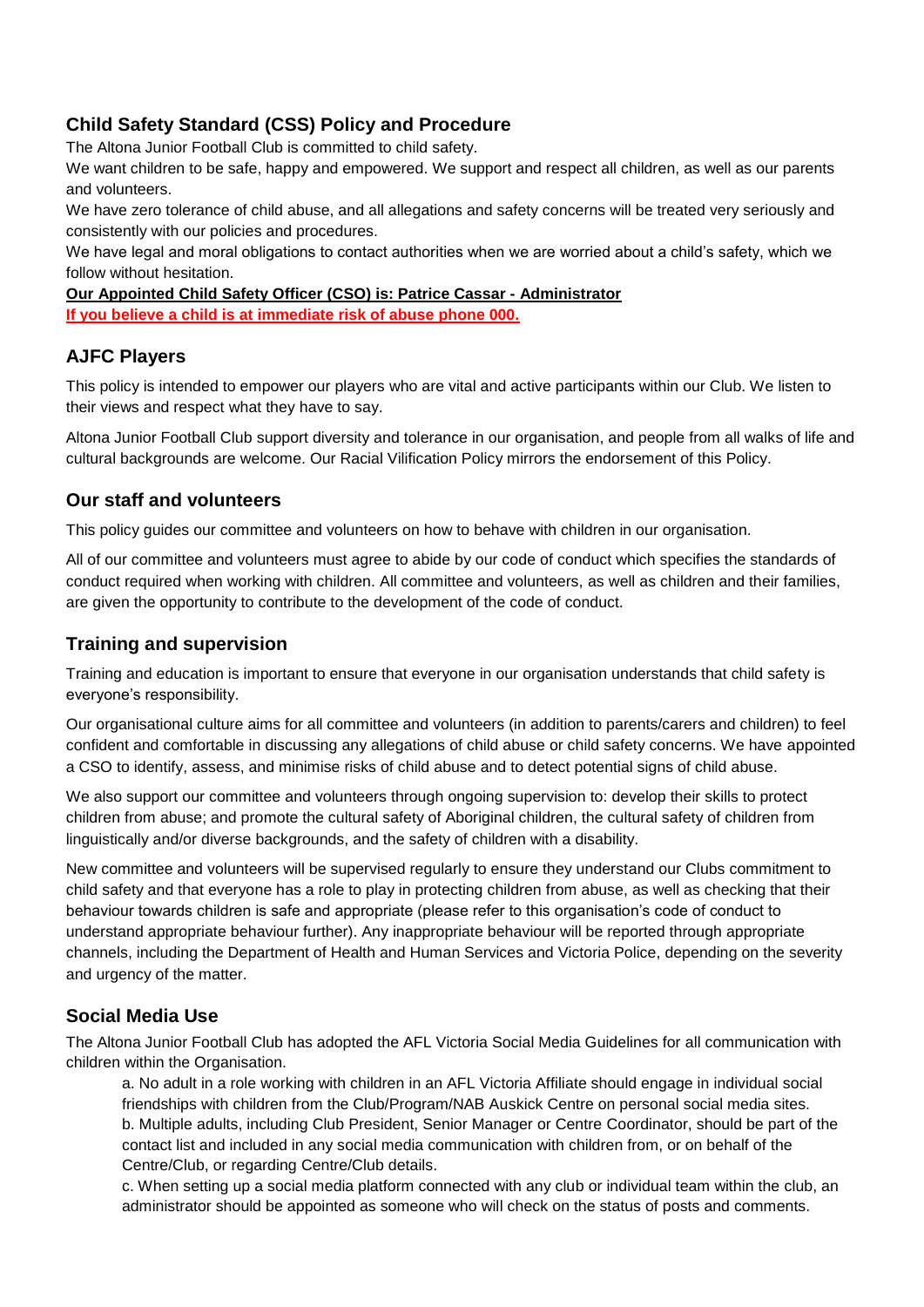## Child Safety Standard (CSS) Policy and Procedure

The Altona Junior Football Club is committed to child safety.

We want children to be safe, happy and empowered. We support and respect all children, as well as our parents and volunteers.

We have zero tolerance of child abuse, and all allegations and safety concerns will be treated very seriously and consistently with our policies and procedures.

We have legal and moral obligations to contact authorities when we are worried about a child's safety, which we follow without hesitation.

**Our Appointed Child Safety Officer (CSO) is: Patrice Cassar - Administrator**

**If you believe a child is at immediate risk of abuse phone 000.**

## AJFC Players

This policy is intended to empower our players who are vital and active participants within our Club. We listen to their views and respect what they have to say.

Altona Junior Football Club support diversity and tolerance in our organisation, and people from all walks of life and cultural backgrounds are welcome. Our Racial Vilification Policy mirrors the endorsement of this Policy.

## Our staff and volunteers

This policy guides our committee and volunteers on how to behave with children in our organisation.

All of our committee and volunteers must agree to abide by our code of conduct which specifies the standards of conduct required when working with children. All committee and volunteers, as well as children and their families, are given the opportunity to contribute to the development of the code of conduct.

## Training and supervision

Training and education is important to ensure that everyone in our organisation understands that child safety is everyone's responsibility.

Our organisational culture aims for all committee and volunteers (in addition to parents/carers and children) to feel confident and comfortable in discussing any allegations of child abuse or child safety concerns. We have appointed a CSO to identify, assess, and minimise risks of child abuse and to detect potential signs of child abuse.

We also support our committee and volunteers through ongoing supervision to: develop their skills to protect children from abuse; and promote the cultural safety of Aboriginal children, the cultural safety of children from linguistically and/or diverse backgrounds, and the safety of children with a disability.

New committee and volunteers will be supervised regularly to ensure they understand our Clubs commitment to child safety and that everyone has a role to play in protecting children from abuse, as well as checking that their behaviour towards children is safe and appropriate (please refer to this organisation's code of conduct to understand appropriate behaviour further). Any inappropriate behaviour will be reported through appropriate channels, including the Department of Health and Human Services and Victoria Police, depending on the severity and urgency of the matter.

## Social Media Use

The Altona Junior Football Club has adopted the AFL Victoria Social Media Guidelines for all communication with children within the Organisation.

a. No adult in a role working with children in an AFL Victoria Affiliate should engage in individual social friendships with children from the Club/Program/NAB Auskick Centre on personal social media sites.

b. Multiple adults, including Club President, Senior Manager or Centre Coordinator, should be part of the contact list and included in any social media communication with children from, or on behalf of the Centre/Club, or regarding Centre/Club details.

c. When setting up a social media platform connected with any club or individual team within the club, an administrator should be appointed as someone who will check on the status of posts and comments.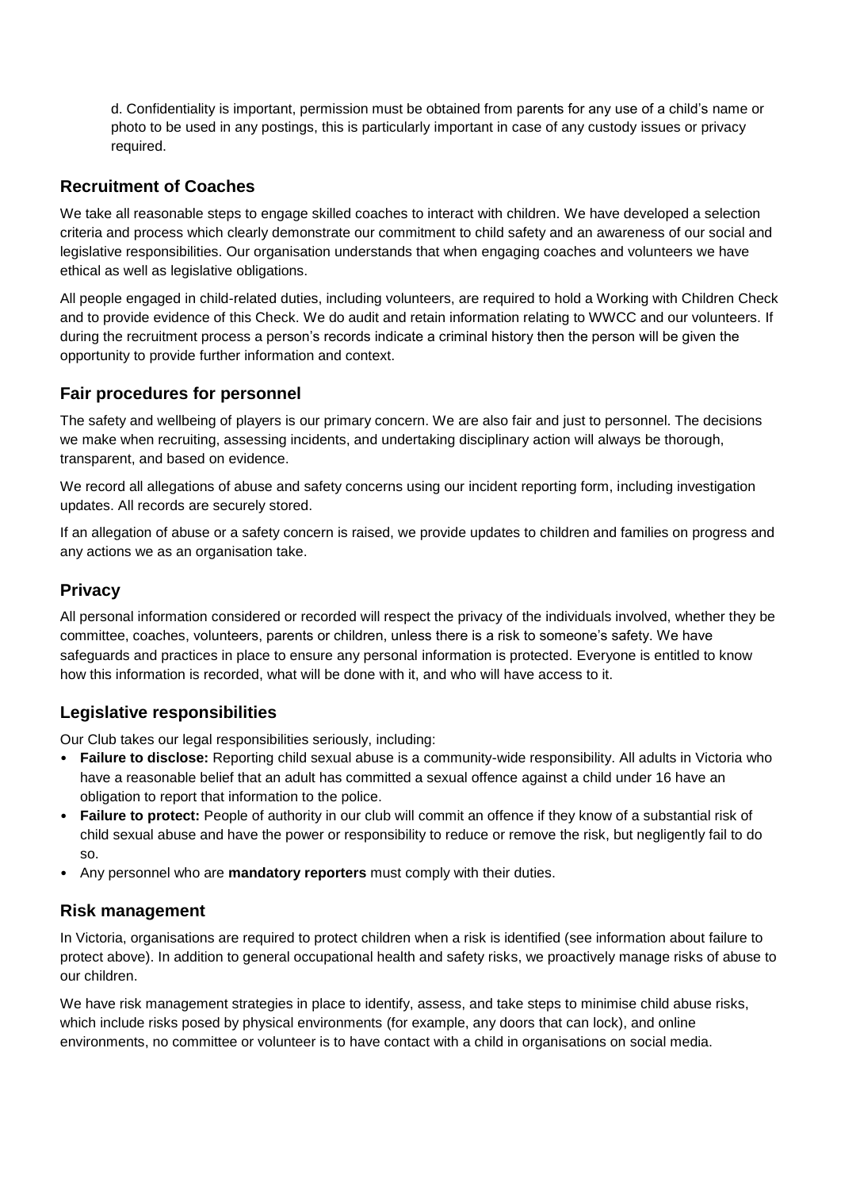d. Confidentiality is important, permission must be obtained from parents for any use of a child's name or photo to be used in any postings, this is particularly important in case of any custody issues or privacy required.

## Recruitment of Coaches

We take all reasonable steps to engage skilled coaches to interact with children. We have developed a selection criteria and process which clearly demonstrate our commitment to child safety and an awareness of our social and legislative responsibilities. Our organisation understands that when engaging coaches and volunteers we have ethical as well as legislative obligations.

All people engaged in child-related duties, including volunteers, are required to hold a Working with Children Check and to provide evidence of this Check. We do audit and retain information relating to WWCC and our volunteers. If during the recruitment process a person's records indicate a criminal history then the person will be given the opportunity to provide further information and context.

## Fair procedures for personnel

The safety and wellbeing of players is our primary concern. We are also fair and just to personnel. The decisions we make when recruiting, assessing incidents, and undertaking disciplinary action will always be thorough, transparent, and based on evidence.

We record all allegations of abuse and safety concerns using our incident reporting form, including investigation updates. All records are securely stored.

If an allegation of abuse or a safety concern is raised, we provide updates to children and families on progress and any actions we as an organisation take.

## Privacy

All personal information considered or recorded will respect the privacy of the individuals involved, whether they be committee, coaches, volunteers, parents or children, unless there is a risk to someone's safety. We have safeguards and practices in place to ensure any personal information is protected. Everyone is entitled to know how this information is recorded, what will be done with it, and who will have access to it.

## Legislative responsibilities

Our Club takes our legal responsibilities seriously, including:

- **Failure to disclose:** Reporting child sexual abuse is a community-wide responsibility. All adults in Victoria who have a reasonable belief that an adult has committed a sexual offence against a child under 16 have an obligation to report that information to the police.
- **Failure to protect:** People of authority in our club will commit an offence if they know of a substantial risk of child sexual abuse and have the power or responsibility to reduce or remove the risk, but negligently fail to do so.
- Any personnel who are **mandatory reporters** must comply with their duties.

## Risk management

In Victoria, organisations are required to protect children when a risk is identified (see information about failure to protect above). In addition to general occupational health and safety risks, we proactively manage risks of abuse to our children.

We have risk management strategies in place to identify, assess, and take steps to minimise child abuse risks, which include risks posed by physical environments (for example, any doors that can lock), and online environments, no committee or volunteer is to have contact with a child in organisations on social media.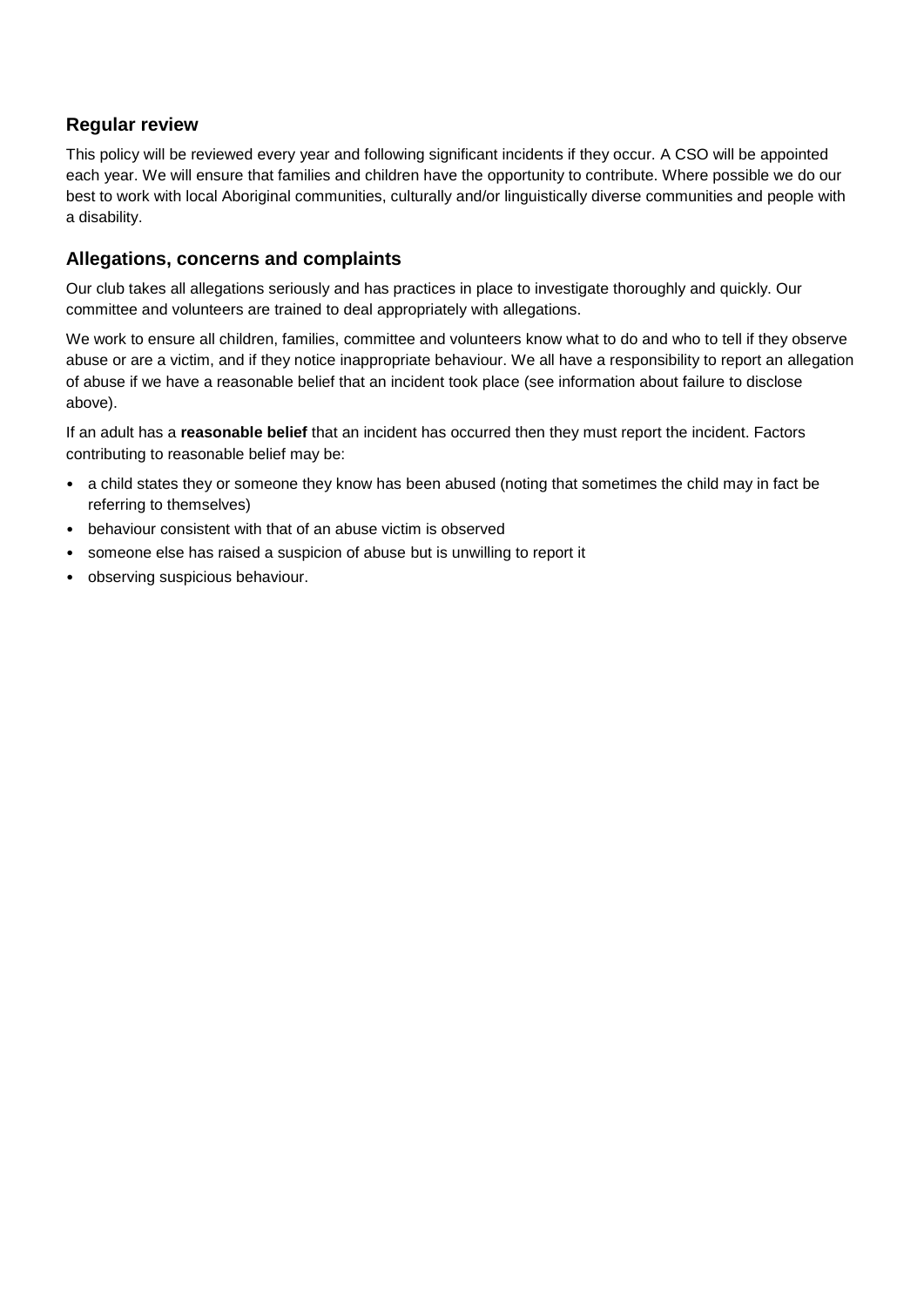## Regular review

This policy will be reviewed every year and following significant incidents if they occur. A CSO will be appointed each year. We will ensure that families and children have the opportunity to contribute. Where possible we do our best to work with local Aboriginal communities, culturally and/or linguistically diverse communities and people with a disability.

## Allegations, concerns and complaints

Our club takes all allegations seriously and has practices in place to investigate thoroughly and quickly. Our committee and volunteers are trained to deal appropriately with allegations.

We work to ensure all children, families, committee and volunteers know what to do and who to tell if they observe abuse or are a victim, and if they notice inappropriate behaviour. We all have a responsibility to report an allegation of abuse if we have a reasonable belief that an incident took place (see information about failure to disclose above).

If an adult has a **reasonable belief** that an incident has occurred then they must report the incident. Factors contributing to reasonable belief may be:

- a child states they or someone they know has been abused (noting that sometimes the child may in fact be referring to themselves)
- behaviour consistent with that of an abuse victim is observed
- someone else has raised a suspicion of abuse but is unwilling to report it
- observing suspicious behaviour.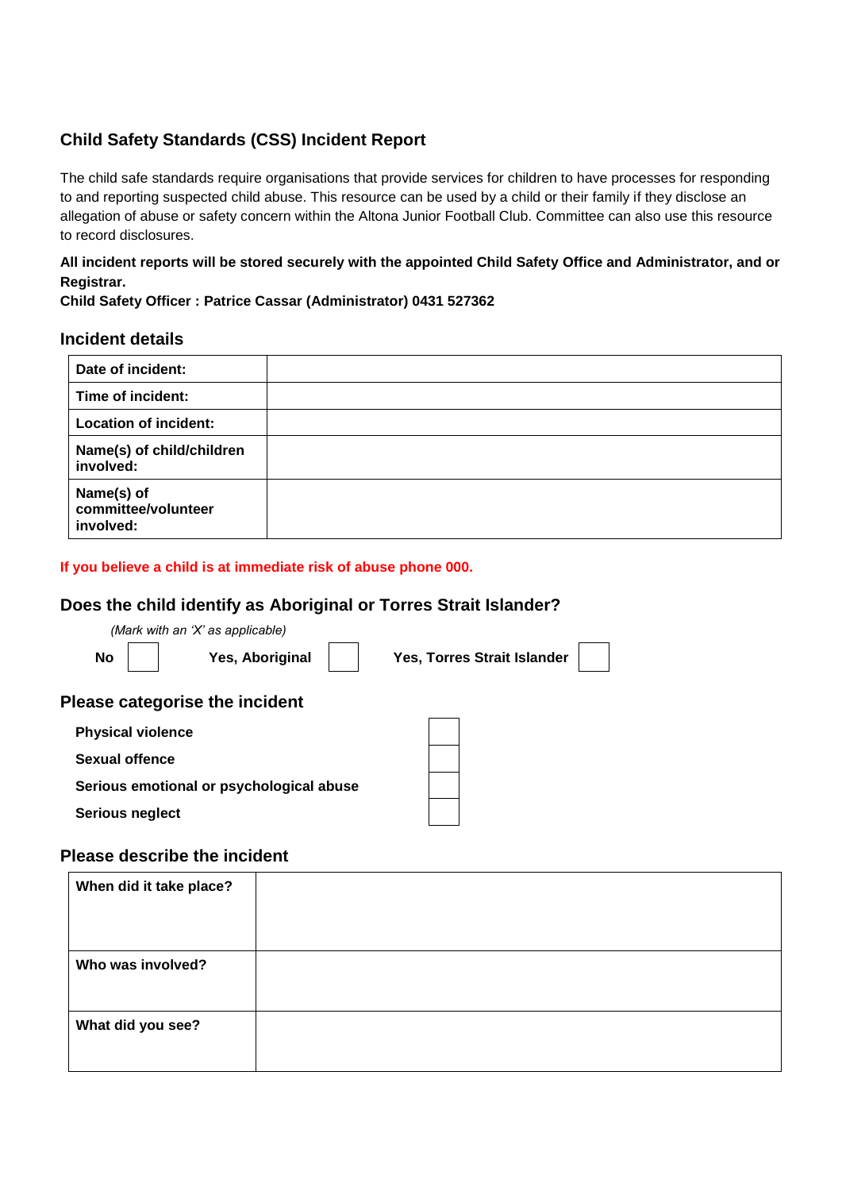## Child Safety Standards (CSS) Incident Report

The child safe standards require organisations that provide services for children to have processes for responding to and reporting suspected child abuse. This resource can be used by a child or their family if they disclose an allegation of abuse or safety concern within the Altona Junior Football Club. Committee can also use this resource to record disclosures.

**All incident reports will be stored securely with the appointed Child Safety Office and Administrator, and or Registrar.**
**Child Safety Officer : Patrice Cassar (Administrator) 0431 527362**

### Incident details

| | |
|---|---|
| **Date of incident:** | |
| **Time of incident:** | |
| **Location of incident:** | |
| **Name(s) of child/children involved:** | |
| **Name(s) of committee/volunteer involved:** | |

**If you believe a child is at immediate risk of abuse phone 000.**

### Does the child identify as Aboriginal or Torres Strait Islander?

*(Mark with an 'X' as applicable)*

**No** ☐ **Yes, Aboriginal** ☐ **Yes, Torres Strait Islander** ☐

### Please categorise the incident

| | |
|---|---|
| **Physical violence** | ☐ |
| **Sexual offence** | ☐ |
| **Serious emotional or psychological abuse** | ☐ |
| **Serious neglect** | ☐ |

### Please describe the incident

| | |
|---|---|
| **When did it take place?** | |
| **Who was involved?** | |
| **What did you see?** | |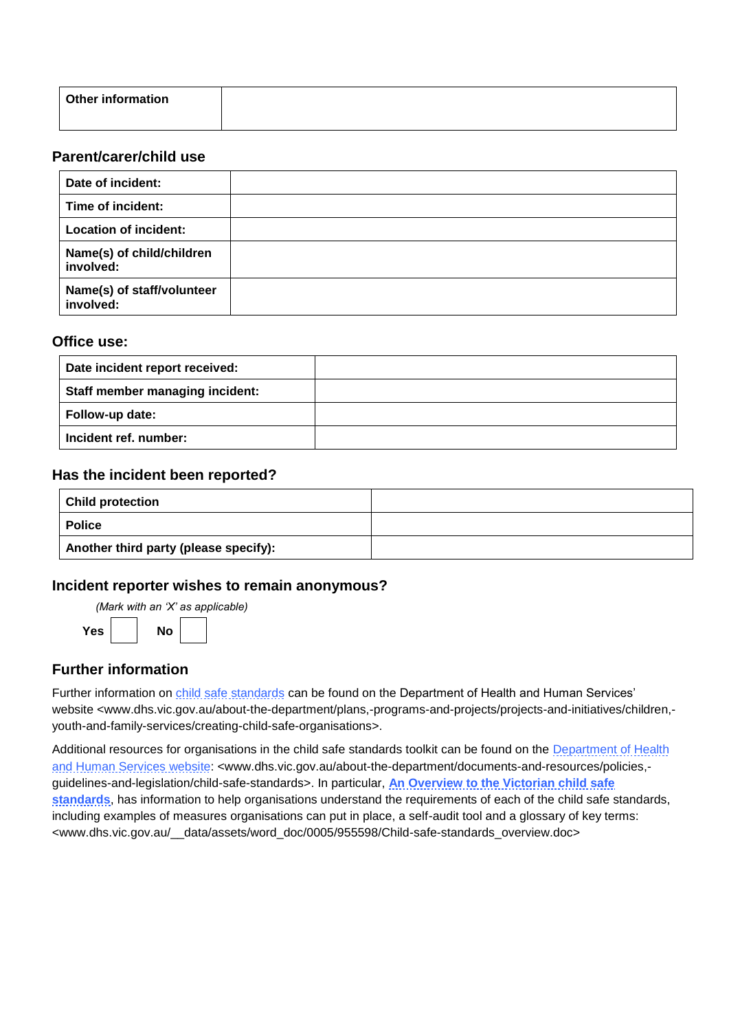| | |
|---|---|
| **Other information** | |

### Parent/carer/child use

| | |
|---|---|
| **Date of incident:** | |
| **Time of incident:** | |
| **Location of incident:** | |
| **Name(s) of child/children involved:** | |
| **Name(s) of staff/volunteer involved:** | |

### Office use:

| | |
|---|---|
| **Date incident report received:** | |
| **Staff member managing incident:** | |
| **Follow-up date:** | |
| **Incident ref. number:** | |

### Has the incident been reported?

| | |
|---|---|
| **Child protection** | |
| **Police** | |
| **Another third party (please specify):** | |

### Incident reporter wishes to remain anonymous?

*(Mark with an 'X' as applicable)*

**Yes** ☐ **No** ☐

### Further information

Further information on child safe standards can be found on the Department of Health and Human Services' website <www.dhs.vic.gov.au/about-the-department/plans,-programs-and-projects/projects-and-initiatives/children,-youth-and-family-services/creating-child-safe-organisations>.

Additional resources for organisations in the child safe standards toolkit can be found on the Department of Health and Human Services website: <www.dhs.vic.gov.au/about-the-department/documents-and-resources/policies,-guidelines-and-legislation/child-safe-standards>. In particular, **An Overview to the Victorian child safe standards**, has information to help organisations understand the requirements of each of the child safe standards, including examples of measures organisations can put in place, a self-audit tool and a glossary of key terms: <www.dhs.vic.gov.au/__data/assets/word_doc/0005/955598/Child-safe-standards_overview.doc>